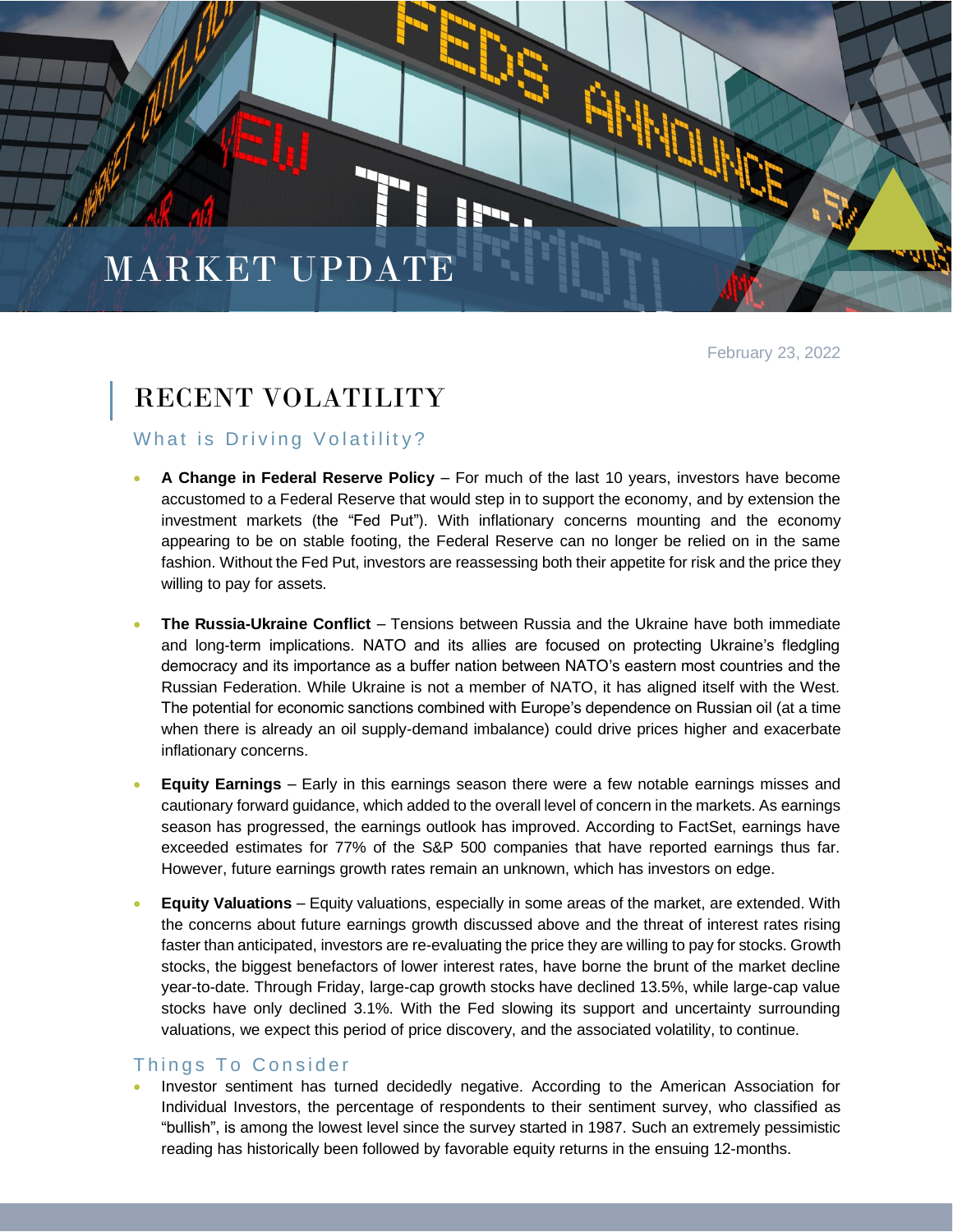# MARKET UPDATE

February 23, 2022

## RECENT VOLATILITY

### What is Driving Volatility?

- **A Change in Federal Reserve Policy** – For much of the last 10 years, investors have become accustomed to a Federal Reserve that would step in to support the economy, and by extension the investment markets (the "Fed Put"). With inflationary concerns mounting and the economy appearing to be on stable footing, the Federal Reserve can no longer be relied on in the same fashion. Without the Fed Put, investors are reassessing both their appetite for risk and the price they willing to pay for assets.

- **The Russia-Ukraine Conflict** – Tensions between Russia and the Ukraine have both immediate and long-term implications. NATO and its allies are focused on protecting Ukraine's fledgling democracy and its importance as a buffer nation between NATO's eastern most countries and the Russian Federation. While Ukraine is not a member of NATO, it has aligned itself with the West. The potential for economic sanctions combined with Europe's dependence on Russian oil (at a time when there is already an oil supply-demand imbalance) could drive prices higher and exacerbate inflationary concerns.

- **Equity Earnings** – Early in this earnings season there were a few notable earnings misses and cautionary forward guidance, which added to the overall level of concern in the markets. As earnings season has progressed, the earnings outlook has improved. According to FactSet, earnings have exceeded estimates for 77% of the S&P 500 companies that have reported earnings thus far. However, future earnings growth rates remain an unknown, which has investors on edge.

- **Equity Valuations** – Equity valuations, especially in some areas of the market, are extended. With the concerns about future earnings growth discussed above and the threat of interest rates rising faster than anticipated, investors are re-evaluating the price they are willing to pay for stocks. Growth stocks, the biggest benefactors of lower interest rates, have borne the brunt of the market decline year-to-date. Through Friday, large-cap growth stocks have declined 13.5%, while large-cap value stocks have only declined 3.1%. With the Fed slowing its support and uncertainty surrounding valuations, we expect this period of price discovery, and the associated volatility, to continue.

### Things To Consider

- Investor sentiment has turned decidedly negative. According to the American Association for Individual Investors, the percentage of respondents to their sentiment survey, who classified as "bullish", is among the lowest level since the survey started in 1987. Such an extremely pessimistic reading has historically been followed by favorable equity returns in the ensuing 12-months.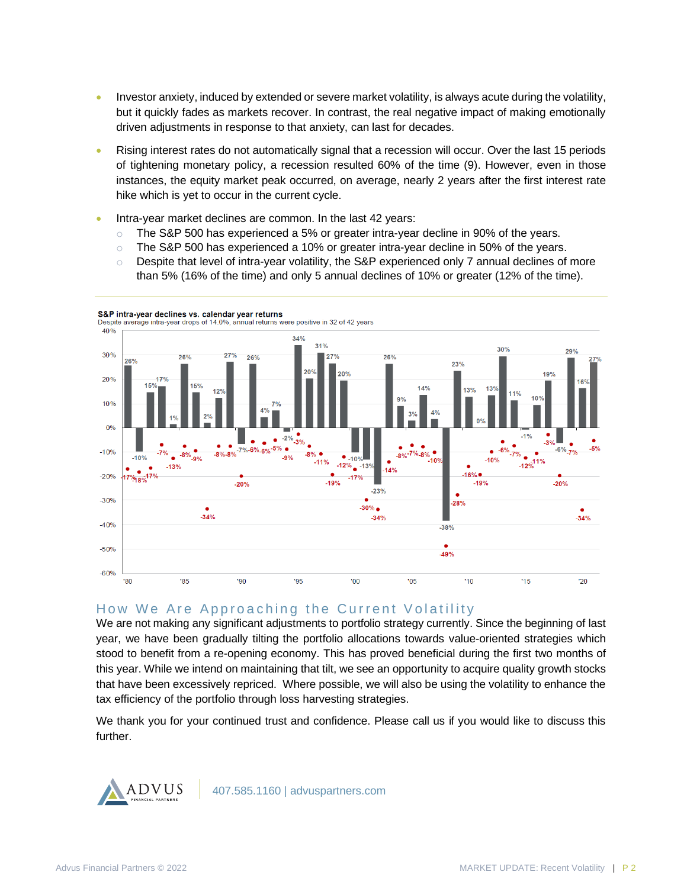- Investor anxiety, induced by extended or severe market volatility, is always acute during the volatility, but it quickly fades as markets recover. In contrast, the real negative impact of making emotionally driven adjustments in response to that anxiety, can last for decades.
- Rising interest rates do not automatically signal that a recession will occur. Over the last 15 periods of tightening monetary policy, a recession resulted 60% of the time (9). However, even in those instances, the equity market peak occurred, on average, nearly 2 years after the first interest rate hike which is yet to occur in the current cycle.
- Intra-year market declines are common. In the last 42 years:
  - The S&P 500 has experienced a 5% or greater intra-year decline in 90% of the years.
  - The S&P 500 has experienced a 10% or greater intra-year decline in 50% of the years.
  - Despite that level of intra-year volatility, the S&P experienced only 7 annual declines of more than 5% (16% of the time) and only 5 annual declines of 10% or greater (12% of the time).

**S&P intra-year declines vs. calendar year returns**

Despite average intra-year drops of 14.0%, annual returns were positive in 32 of 42 years

40%, 30%, 20%, 10%, 0%, -10%, -20%, -30%, -40%, -50%, -60%

'80, '85, '90, '95, '00, '05, '10, '15, '20

## How We Are Approaching the Current Volatility

We are not making any significant adjustments to portfolio strategy currently. Since the beginning of last year, we have been gradually tilting the portfolio allocations towards value-oriented strategies which stood to benefit from a re-opening economy. This has proved beneficial during the first two months of this year. While we intend on maintaining that tilt, we see an opportunity to acquire quality growth stocks that have been excessively repriced. Where possible, we will also be using the volatility to enhance the tax efficiency of the portfolio through loss harvesting strategies.

We thank you for your continued trust and confidence. Please call us if you would like to discuss this further.

ADVUS FINANCIAL PARTNERS | 407.585.1160 | advuspartners.com